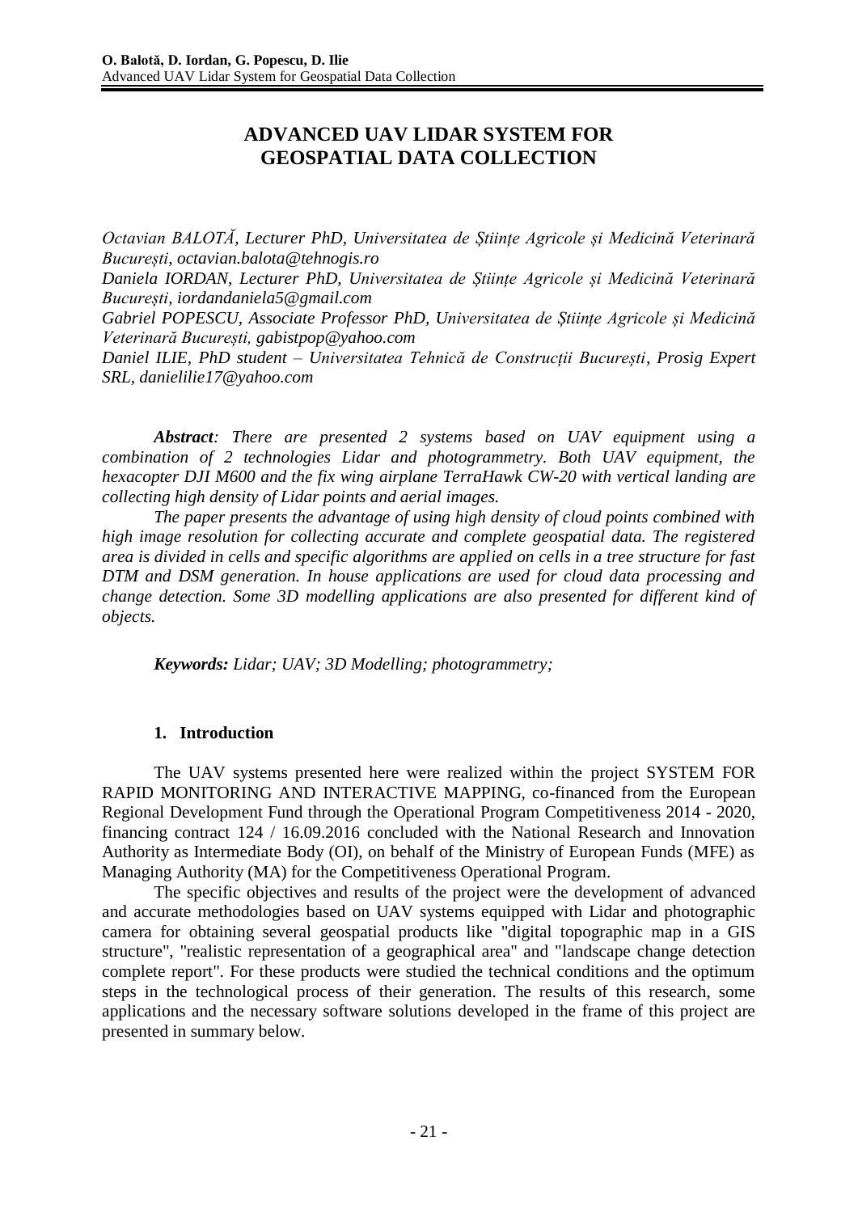# ADVANCED UAV LIDAR SYSTEM FOR GEOSPATIAL DATA COLLECTION

*Octavian BALOTĂ, Lecturer PhD, Universitatea de Științe Agricole și Medicină Veterinară București, octavian.balota@tehnogis.ro*
*Daniela IORDAN, Lecturer PhD, Universitatea de Științe Agricole și Medicină Veterinară București, iordandaniela5@gmail.com*
*Gabriel POPESCU, Associate Professor PhD, Universitatea de Științe Agricole și Medicină Veterinară București, gabistpop@yahoo.com*
*Daniel ILIE, PhD student – Universitatea Tehnică de Construcții București, Prosig Expert SRL, danielilie17@yahoo.com*

***Abstract**: There are presented 2 systems based on UAV equipment using a combination of 2 technologies Lidar and photogrammetry. Both UAV equipment, the hexacopter DJI M600 and the fix wing airplane TerraHawk CW-20 with vertical landing are collecting high density of Lidar points and aerial images.*

*The paper presents the advantage of using high density of cloud points combined with high image resolution for collecting accurate and complete geospatial data. The registered area is divided in cells and specific algorithms are applied on cells in a tree structure for fast DTM and DSM generation. In house applications are used for cloud data processing and change detection. Some 3D modelling applications are also presented for different kind of objects.*

***Keywords:** Lidar; UAV; 3D Modelling; photogrammetry;*

## 1. Introduction

The UAV systems presented here were realized within the project SYSTEM FOR RAPID MONITORING AND INTERACTIVE MAPPING, co-financed from the European Regional Development Fund through the Operational Program Competitiveness 2014 - 2020, financing contract 124 / 16.09.2016 concluded with the National Research and Innovation Authority as Intermediate Body (OI), on behalf of the Ministry of European Funds (MFE) as Managing Authority (MA) for the Competitiveness Operational Program.

The specific objectives and results of the project were the development of advanced and accurate methodologies based on UAV systems equipped with Lidar and photographic camera for obtaining several geospatial products like "digital topographic map in a GIS structure", "realistic representation of a geographical area" and "landscape change detection complete report". For these products were studied the technical conditions and the optimum steps in the technological process of their generation. The results of this research, some applications and the necessary software solutions developed in the frame of this project are presented in summary below.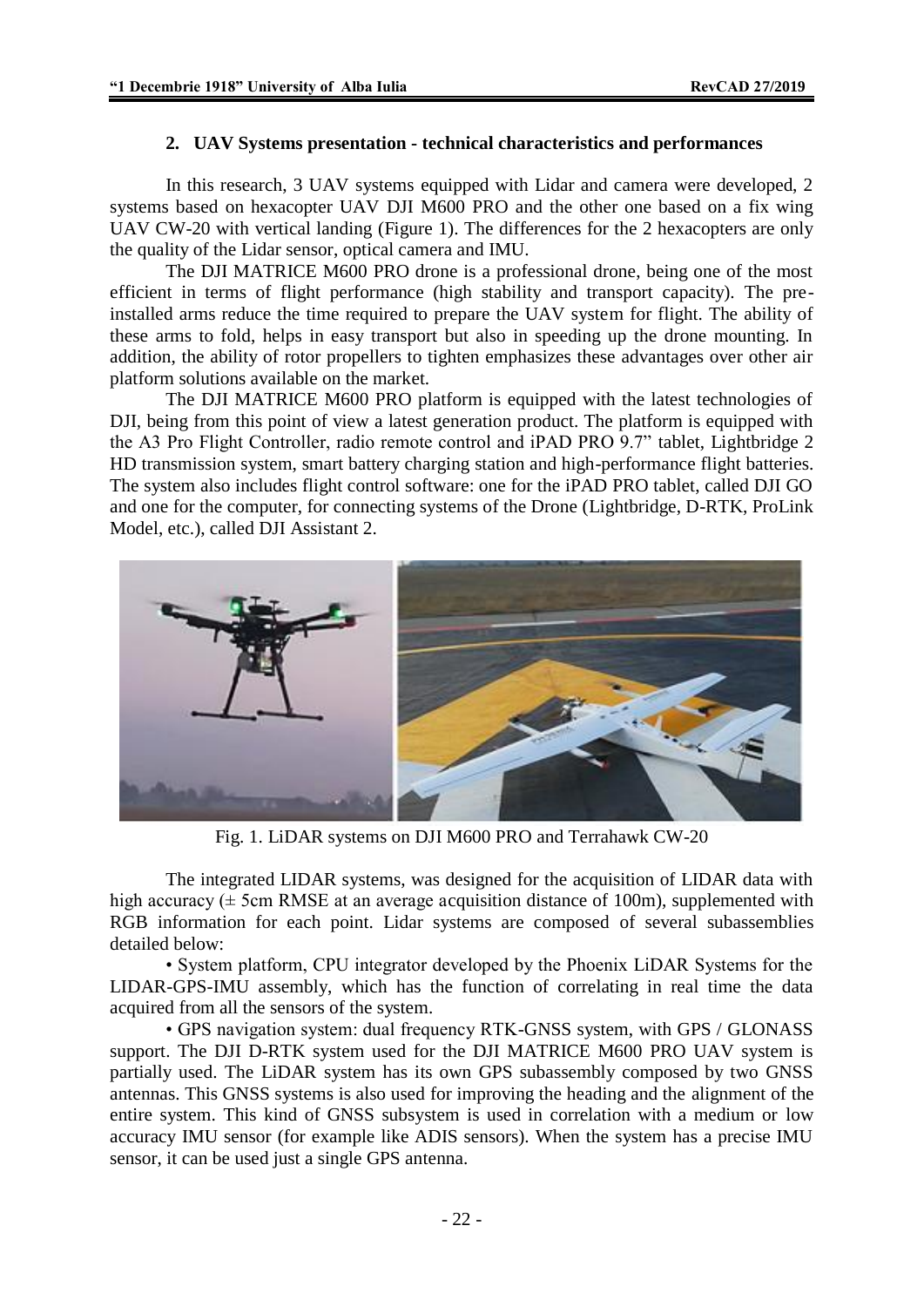## 2. UAV Systems presentation - technical characteristics and performances

In this research, 3 UAV systems equipped with Lidar and camera were developed, 2 systems based on hexacopter UAV DJI M600 PRO and the other one based on a fix wing UAV CW-20 with vertical landing (Figure 1). The differences for the 2 hexacopters are only the quality of the Lidar sensor, optical camera and IMU.

The DJI MATRICE M600 PRO drone is a professional drone, being one of the most efficient in terms of flight performance (high stability and transport capacity). The pre-installed arms reduce the time required to prepare the UAV system for flight. The ability of these arms to fold, helps in easy transport but also in speeding up the drone mounting. In addition, the ability of rotor propellers to tighten emphasizes these advantages over other air platform solutions available on the market.

The DJI MATRICE M600 PRO platform is equipped with the latest technologies of DJI, being from this point of view a latest generation product. The platform is equipped with the A3 Pro Flight Controller, radio remote control and iPAD PRO 9.7" tablet, Lightbridge 2 HD transmission system, smart battery charging station and high-performance flight batteries. The system also includes flight control software: one for the iPAD PRO tablet, called DJI GO and one for the computer, for connecting systems of the Drone (Lightbridge, D-RTK, ProLink Model, etc.), called DJI Assistant 2.

Fig. 1. LiDAR systems on DJI M600 PRO and Terrahawk CW-20

The integrated LIDAR systems, was designed for the acquisition of LIDAR data with high accuracy (± 5cm RMSE at an average acquisition distance of 100m), supplemented with RGB information for each point. Lidar systems are composed of several subassemblies detailed below:

• System platform, CPU integrator developed by the Phoenix LiDAR Systems for the LIDAR-GPS-IMU assembly, which has the function of correlating in real time the data acquired from all the sensors of the system.

• GPS navigation system: dual frequency RTK-GNSS system, with GPS / GLONASS support. The DJI D-RTK system used for the DJI MATRICE M600 PRO UAV system is partially used. The LiDAR system has its own GPS subassembly composed by two GNSS antennas. This GNSS systems is also used for improving the heading and the alignment of the entire system. This kind of GNSS subsystem is used in correlation with a medium or low accuracy IMU sensor (for example like ADIS sensors). When the system has a precise IMU sensor, it can be used just a single GPS antenna.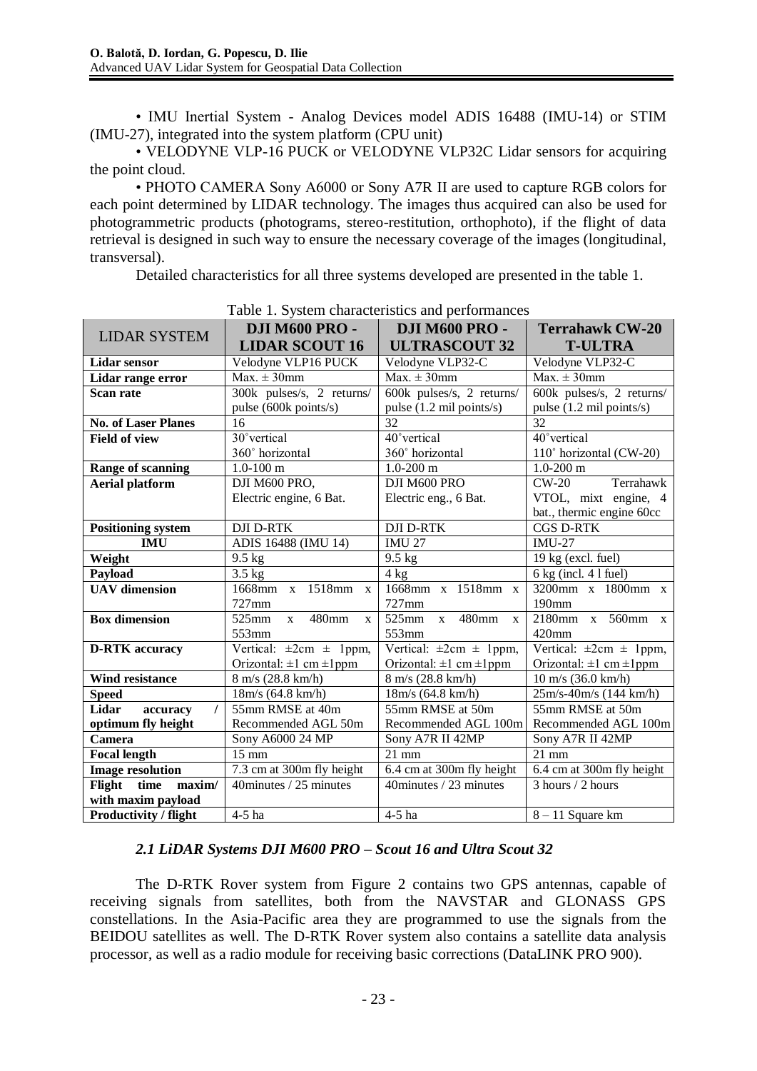• IMU Inertial System - Analog Devices model ADIS 16488 (IMU-14) or STIM (IMU-27), integrated into the system platform (CPU unit)

• VELODYNE VLP-16 PUCK or VELODYNE VLP32C Lidar sensors for acquiring the point cloud.

• PHOTO CAMERA Sony A6000 or Sony A7R II are used to capture RGB colors for each point determined by LIDAR technology. The images thus acquired can also be used for photogrammetric products (photograms, stereo-restitution, orthophoto), if the flight of data retrieval is designed in such way to ensure the necessary coverage of the images (longitudinal, transversal).

Detailed characteristics for all three systems developed are presented in the table 1.

Table 1. System characteristics and performances

| LIDAR SYSTEM | DJI M600 PRO - LIDAR SCOUT 16 | DJI M600 PRO - ULTRASCOUT 32 | Terrahawk CW-20 T-ULTRA |
|---|---|---|---|
| **Lidar sensor** | Velodyne VLP16 PUCK | Velodyne VLP32-C | Velodyne VLP32-C |
| **Lidar range error** | Max. ± 30mm | Max. ± 30mm | Max. ± 30mm |
| **Scan rate** | 300k pulses/s, 2 returns/ pulse (600k points/s) | 600k pulses/s, 2 returns/ pulse (1.2 mil points/s) | 600k pulses/s, 2 returns/ pulse (1.2 mil points/s) |
| **No. of Laser Planes** | 16 | 32 | 32 |
| **Field of view** | 30˚vertical 360˚ horizontal | 40˚vertical 360˚ horizontal | 40˚vertical 110˚ horizontal (CW-20) |
| **Range of scanning** | 1.0-100 m | 1.0-200 m | 1.0-200 m |
| **Aerial platform** | DJI M600 PRO, Electric engine, 6 Bat. | DJI M600 PRO Electric eng., 6 Bat. | CW-20 Terrahawk VTOL, mixt engine, 4 bat., thermic engine 60cc |
| **Positioning system** | DJI D-RTK | DJI D-RTK | CGS D-RTK |
| **IMU** | ADIS 16488 (IMU 14) | IMU 27 | IMU-27 |
| **Weight** | 9.5 kg | 9.5 kg | 19 kg (excl. fuel) |
| **Payload** | 3.5 kg | 4 kg | 6 kg (incl. 4 l fuel) |
| **UAV dimension** | 1668mm x 1518mm x 727mm | 1668mm x 1518mm x 727mm | 3200mm x 1800mm x 190mm |
| **Box dimension** | 525mm x 480mm x 553mm | 525mm x 480mm x 553mm | 2180mm x 560mm x 420mm |
| **D-RTK accuracy** | Vertical: ±2cm ± 1ppm, Orizontal: ±1 cm ±1ppm | Vertical: ±2cm ± 1ppm, Orizontal: ±1 cm ±1ppm | Vertical: ±2cm ± 1ppm, Orizontal: ±1 cm ±1ppm |
| **Wind resistance** | 8 m/s (28.8 km/h) | 8 m/s (28.8 km/h) | 10 m/s (36.0 km/h) |
| **Speed** | 18m/s (64.8 km/h) | 18m/s (64.8 km/h) | 25m/s-40m/s (144 km/h) |
| **Lidar accuracy / optimum fly height** | 55mm RMSE at 40m Recommended AGL 50m | 55mm RMSE at 50m Recommended AGL 100m | 55mm RMSE at 50m Recommended AGL 100m |
| **Camera** | Sony A6000 24 MP | Sony A7R II 42MP | Sony A7R II 42MP |
| **Focal length** | 15 mm | 21 mm | 21 mm |
| **Image resolution** | 7.3 cm at 300m fly height | 6.4 cm at 300m fly height | 6.4 cm at 300m fly height |
| **Flight time maxim/ with maxim payload** | 40minutes / 25 minutes | 40minutes / 23 minutes | 3 hours / 2 hours |
| **Productivity / flight** | 4-5 ha | 4-5 ha | 8 – 11 Square km |

### *2.1 LiDAR Systems DJI M600 PRO – Scout 16 and Ultra Scout 32*

The D-RTK Rover system from Figure 2 contains two GPS antennas, capable of receiving signals from satellites, both from the NAVSTAR and GLONASS GPS constellations. In the Asia-Pacific area they are programmed to use the signals from the BEIDOU satellites as well. The D-RTK Rover system also contains a satellite data analysis processor, as well as a radio module for receiving basic corrections (DataLINK PRO 900).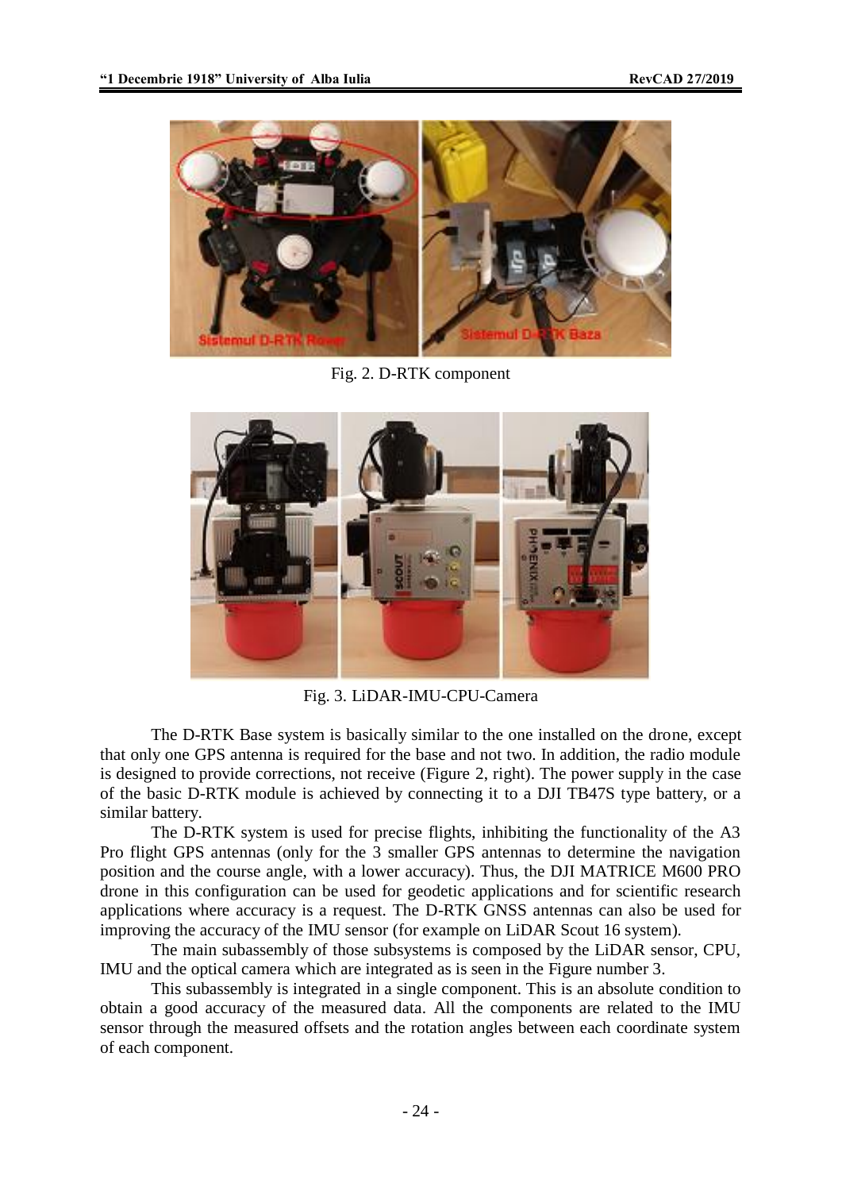Fig. 2. D-RTK component

Fig. 3. LiDAR-IMU-CPU-Camera

The D-RTK Base system is basically similar to the one installed on the drone, except that only one GPS antenna is required for the base and not two. In addition, the radio module is designed to provide corrections, not receive (Figure 2, right). The power supply in the case of the basic D-RTK module is achieved by connecting it to a DJI TB47S type battery, or a similar battery.

The D-RTK system is used for precise flights, inhibiting the functionality of the A3 Pro flight GPS antennas (only for the 3 smaller GPS antennas to determine the navigation position and the course angle, with a lower accuracy). Thus, the DJI MATRICE M600 PRO drone in this configuration can be used for geodetic applications and for scientific research applications where accuracy is a request. The D-RTK GNSS antennas can also be used for improving the accuracy of the IMU sensor (for example on LiDAR Scout 16 system).

The main subassembly of those subsystems is composed by the LiDAR sensor, CPU, IMU and the optical camera which are integrated as is seen in the Figure number 3.

This subassembly is integrated in a single component. This is an absolute condition to obtain a good accuracy of the measured data. All the components are related to the IMU sensor through the measured offsets and the rotation angles between each coordinate system of each component.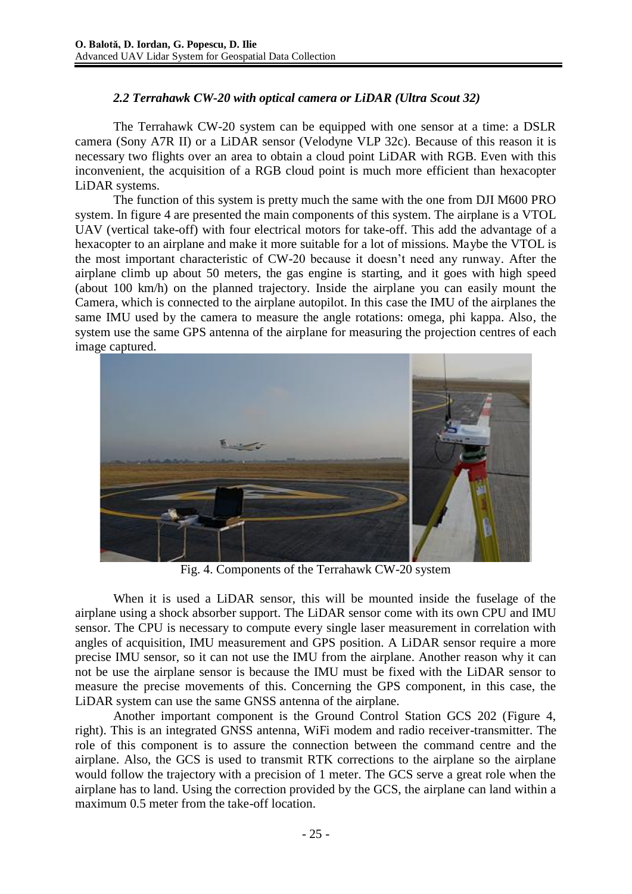### *2.2 Terrahawk CW-20 with optical camera or LiDAR (Ultra Scout 32)*

The Terrahawk CW-20 system can be equipped with one sensor at a time: a DSLR camera (Sony A7R II) or a LiDAR sensor (Velodyne VLP 32c). Because of this reason it is necessary two flights over an area to obtain a cloud point LiDAR with RGB. Even with this inconvenient, the acquisition of a RGB cloud point is much more efficient than hexacopter LiDAR systems.

The function of this system is pretty much the same with the one from DJI M600 PRO system. In figure 4 are presented the main components of this system. The airplane is a VTOL UAV (vertical take-off) with four electrical motors for take-off. This add the advantage of a hexacopter to an airplane and make it more suitable for a lot of missions. Maybe the VTOL is the most important characteristic of CW-20 because it doesn't need any runway. After the airplane climb up about 50 meters, the gas engine is starting, and it goes with high speed (about 100 km/h) on the planned trajectory. Inside the airplane you can easily mount the Camera, which is connected to the airplane autopilot. In this case the IMU of the airplanes the same IMU used by the camera to measure the angle rotations: omega, phi kappa. Also, the system use the same GPS antenna of the airplane for measuring the projection centres of each image captured.

Fig. 4. Components of the Terrahawk CW-20 system

When it is used a LiDAR sensor, this will be mounted inside the fuselage of the airplane using a shock absorber support. The LiDAR sensor come with its own CPU and IMU sensor. The CPU is necessary to compute every single laser measurement in correlation with angles of acquisition, IMU measurement and GPS position. A LiDAR sensor require a more precise IMU sensor, so it can not use the IMU from the airplane. Another reason why it can not be use the airplane sensor is because the IMU must be fixed with the LiDAR sensor to measure the precise movements of this. Concerning the GPS component, in this case, the LiDAR system can use the same GNSS antenna of the airplane.

Another important component is the Ground Control Station GCS 202 (Figure 4, right). This is an integrated GNSS antenna, WiFi modem and radio receiver-transmitter. The role of this component is to assure the connection between the command centre and the airplane. Also, the GCS is used to transmit RTK corrections to the airplane so the airplane would follow the trajectory with a precision of 1 meter. The GCS serve a great role when the airplane has to land. Using the correction provided by the GCS, the airplane can land within a maximum 0.5 meter from the take-off location.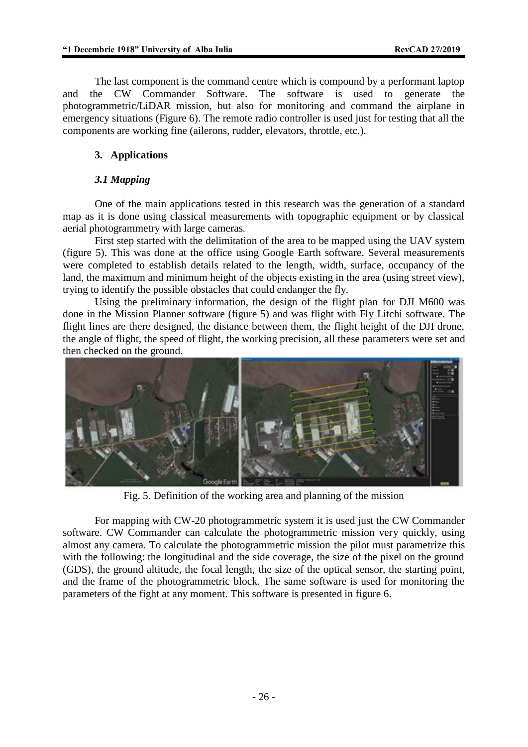The last component is the command centre which is compound by a performant laptop and the CW Commander Software. The software is used to generate the photogrammetric/LiDAR mission, but also for monitoring and command the airplane in emergency situations (Figure 6). The remote radio controller is used just for testing that all the components are working fine (ailerons, rudder, elevators, throttle, etc.).

## 3. Applications

### *3.1 Mapping*

One of the main applications tested in this research was the generation of a standard map as it is done using classical measurements with topographic equipment or by classical aerial photogrammetry with large cameras.

First step started with the delimitation of the area to be mapped using the UAV system (figure 5). This was done at the office using Google Earth software. Several measurements were completed to establish details related to the length, width, surface, occupancy of the land, the maximum and minimum height of the objects existing in the area (using street view), trying to identify the possible obstacles that could endanger the fly.

Using the preliminary information, the design of the flight plan for DJI M600 was done in the Mission Planner software (figure 5) and was flight with Fly Litchi software. The flight lines are there designed, the distance between them, the flight height of the DJI drone, the angle of flight, the speed of flight, the working precision, all these parameters were set and then checked on the ground.

Fig. 5. Definition of the working area and planning of the mission

For mapping with CW-20 photogrammetric system it is used just the CW Commander software. CW Commander can calculate the photogrammetric mission very quickly, using almost any camera. To calculate the photogrammetric mission the pilot must parametrize this with the following: the longitudinal and the side coverage, the size of the pixel on the ground (GDS), the ground altitude, the focal length, the size of the optical sensor, the starting point, and the frame of the photogrammetric block. The same software is used for monitoring the parameters of the fight at any moment. This software is presented in figure 6.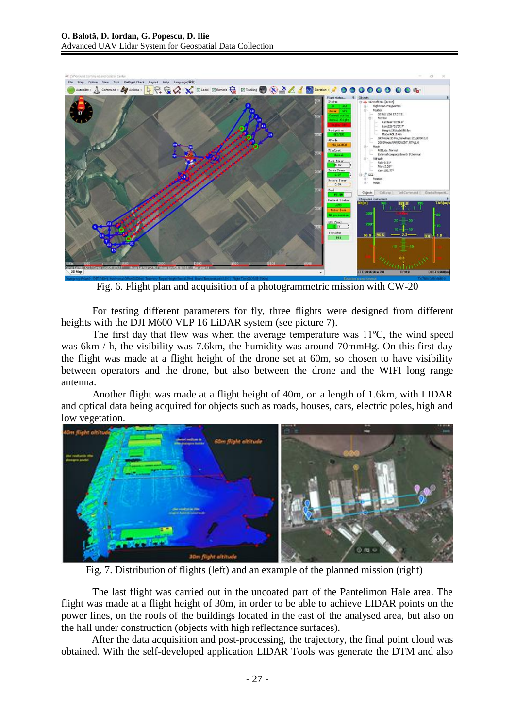Fig. 6. Flight plan and acquisition of a photogrammetric mission with CW-20

For testing different parameters for fly, three flights were designed from different heights with the DJI M600 VLP 16 LiDAR system (see picture 7).

The first day that flew was when the average temperature was 11ºC, the wind speed was 6km / h, the visibility was 7.6km, the humidity was around 70mmHg. On this first day the flight was made at a flight height of the drone set at 60m, so chosen to have visibility between operators and the drone, but also between the drone and the WIFI long range antenna.

Another flight was made at a flight height of 40m, on a length of 1.6km, with LIDAR and optical data being acquired for objects such as roads, houses, cars, electric poles, high and low vegetation.

Fig. 7. Distribution of flights (left) and an example of the planned mission (right)

The last flight was carried out in the uncoated part of the Pantelimon Hale area. The flight was made at a flight height of 30m, in order to be able to achieve LIDAR points on the power lines, on the roofs of the buildings located in the east of the analysed area, but also on the hall under construction (objects with high reflectance surfaces).

After the data acquisition and post-processing, the trajectory, the final point cloud was obtained. With the self-developed application LIDAR Tools was generate the DTM and also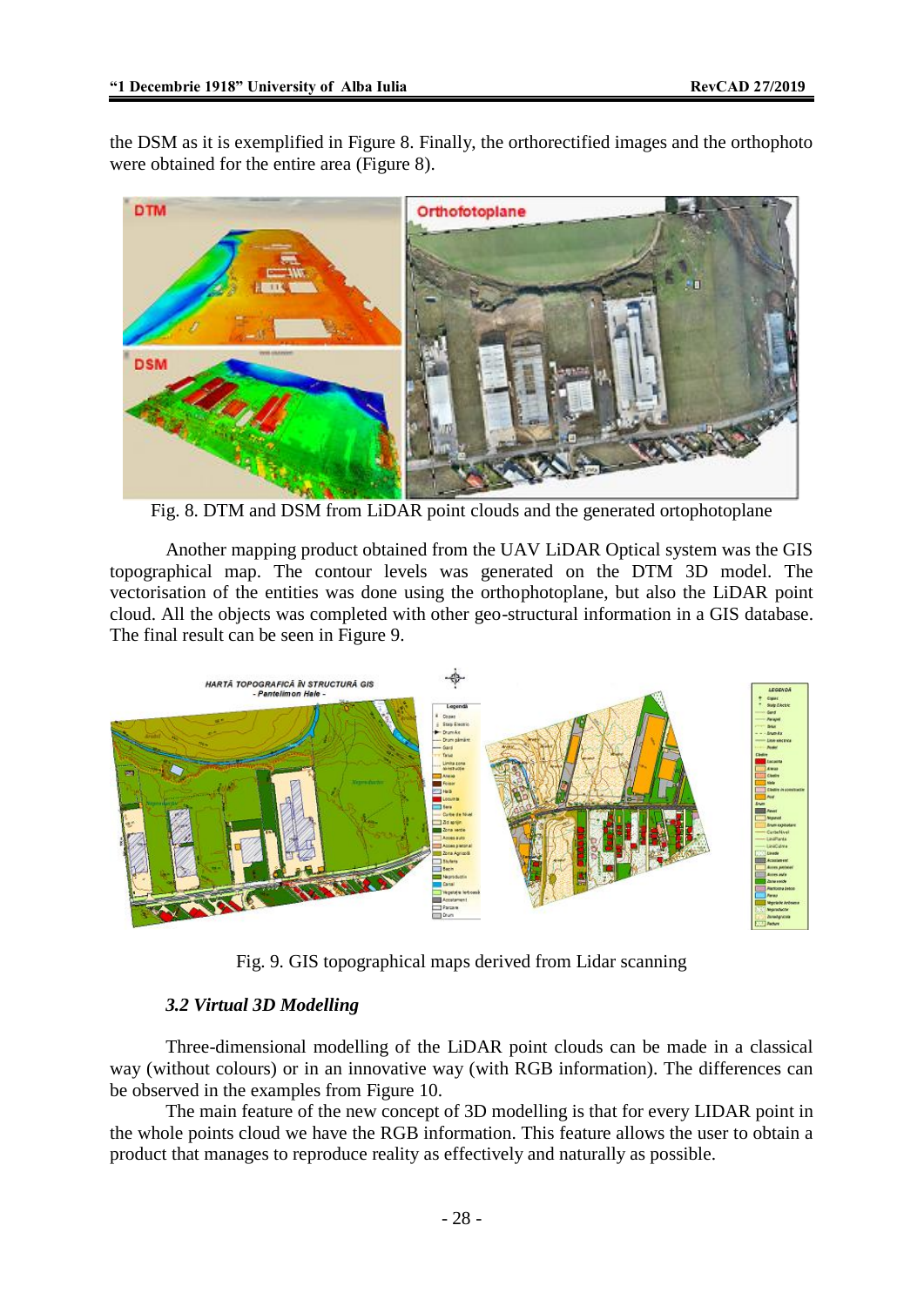the DSM as it is exemplified in Figure 8. Finally, the orthorectified images and the orthophoto were obtained for the entire area (Figure 8).

Fig. 8. DTM and DSM from LiDAR point clouds and the generated ortophotoplane

Another mapping product obtained from the UAV LiDAR Optical system was the GIS topographical map. The contour levels was generated on the DTM 3D model. The vectorisation of the entities was done using the orthophotoplane, but also the LiDAR point cloud. All the objects was completed with other geo-structural information in a GIS database. The final result can be seen in Figure 9.

Fig. 9. GIS topographical maps derived from Lidar scanning

### *3.2 Virtual 3D Modelling*

Three-dimensional modelling of the LiDAR point clouds can be made in a classical way (without colours) or in an innovative way (with RGB information). The differences can be observed in the examples from Figure 10.

The main feature of the new concept of 3D modelling is that for every LIDAR point in the whole points cloud we have the RGB information. This feature allows the user to obtain a product that manages to reproduce reality as effectively and naturally as possible.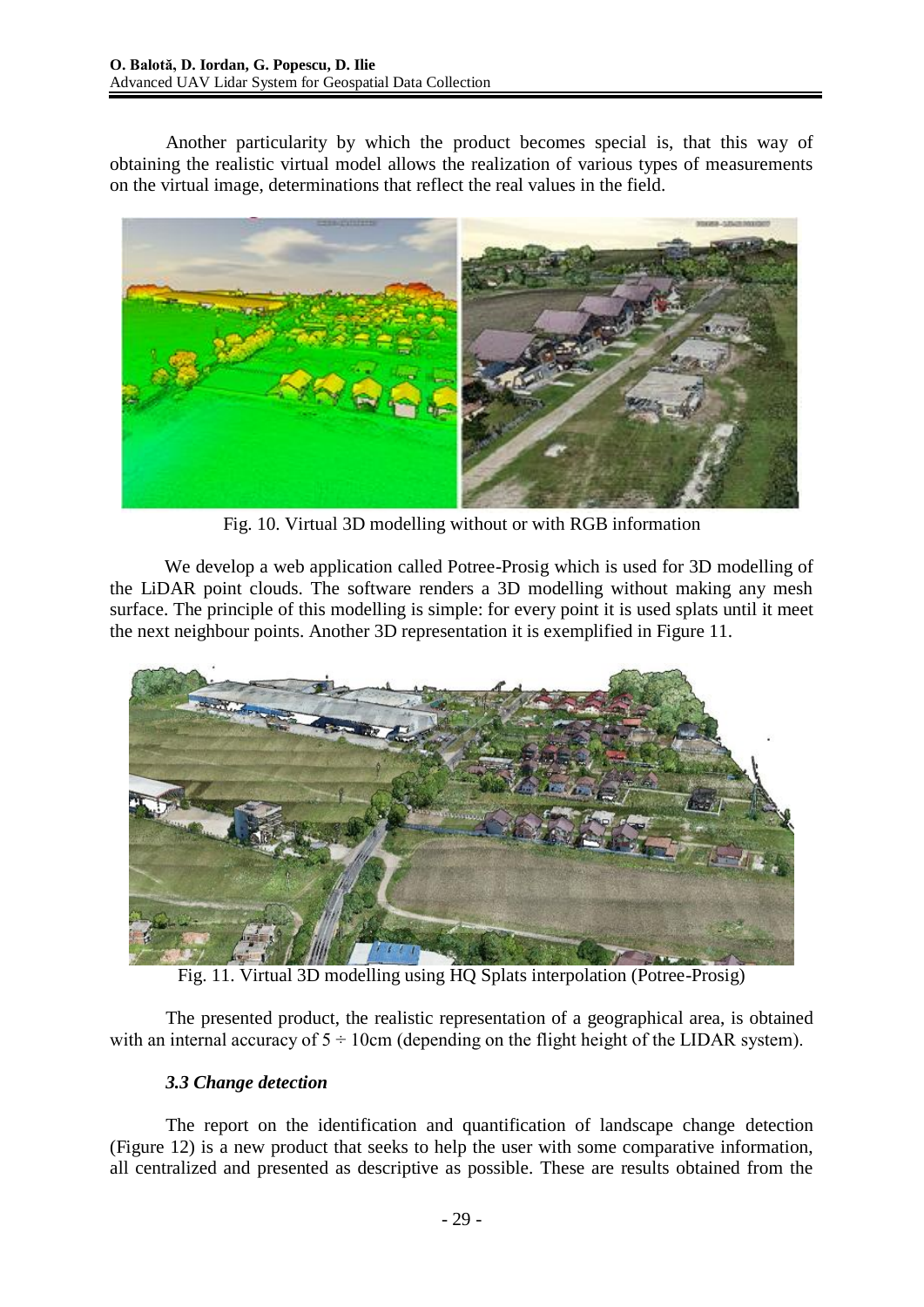Another particularity by which the product becomes special is, that this way of obtaining the realistic virtual model allows the realization of various types of measurements on the virtual image, determinations that reflect the real values in the field.

Fig. 10. Virtual 3D modelling without or with RGB information

We develop a web application called Potree-Prosig which is used for 3D modelling of the LiDAR point clouds. The software renders a 3D modelling without making any mesh surface. The principle of this modelling is simple: for every point it is used splats until it meet the next neighbour points. Another 3D representation it is exemplified in Figure 11.

Fig. 11. Virtual 3D modelling using HQ Splats interpolation (Potree-Prosig)

The presented product, the realistic representation of a geographical area, is obtained with an internal accuracy of $5 \div 10$cm (depending on the flight height of the LIDAR system).

### *3.3 Change detection*

The report on the identification and quantification of landscape change detection (Figure 12) is a new product that seeks to help the user with some comparative information, all centralized and presented as descriptive as possible. These are results obtained from the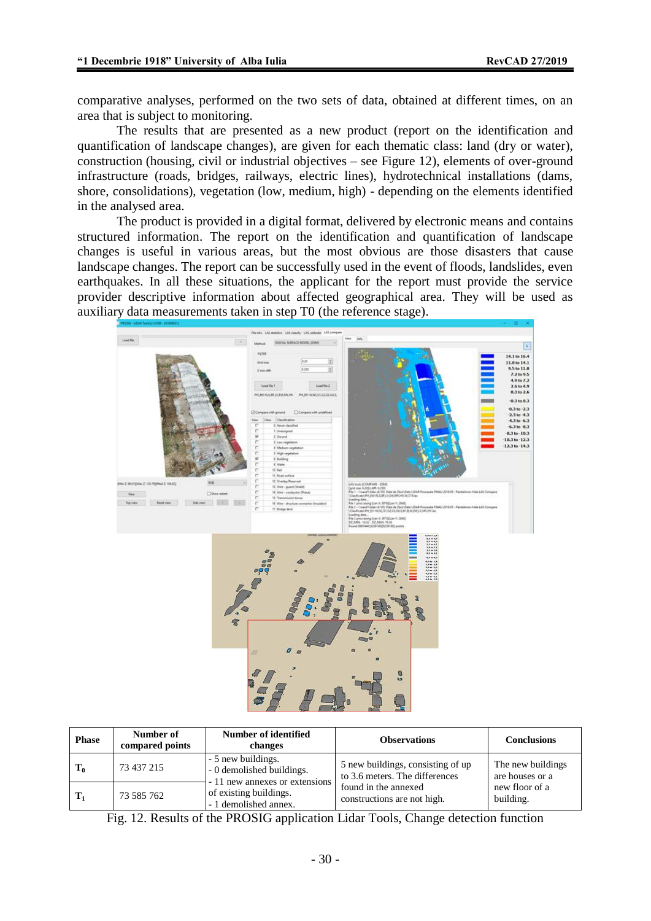comparative analyses, performed on the two sets of data, obtained at different times, on an area that is subject to monitoring.

The results that are presented as a new product (report on the identification and quantification of landscape changes), are given for each thematic class: land (dry or water), construction (housing, civil or industrial objectives – see Figure 12), elements of over-ground infrastructure (roads, bridges, railways, electric lines), hydrotechnical installations (dams, shore, consolidations), vegetation (low, medium, high) - depending on the elements identified in the analysed area.

The product is provided in a digital format, delivered by electronic means and contains structured information. The report on the identification and quantification of landscape changes is useful in various areas, but the most obvious are those disasters that cause landscape changes. The report can be successfully used in the event of floods, landslides, even earthquakes. In all these situations, the applicant for the report must provide the service provider descriptive information about affected geographical area. They will be used as auxiliary data measurements taken in step T0 (the reference stage).

| Phase | Number of compared points | Number of identified changes | Observations | Conclusions |
|---|---|---|---|---|
| $T_0$ | 73 437 215 | - 5 new buildings.<br>- 0 demolished buildings.<br>- 11 new annexes or extensions of existing buildings.<br>- 1 demolished annex. | 5 new buildings, consisting of up to 3.6 meters. The differences found in the annexed constructions are not high. | The new buildings are houses or a new floor of a building. |
| $T_1$ | 73 585 762 | | | |

Fig. 12. Results of the PROSIG application Lidar Tools, Change detection function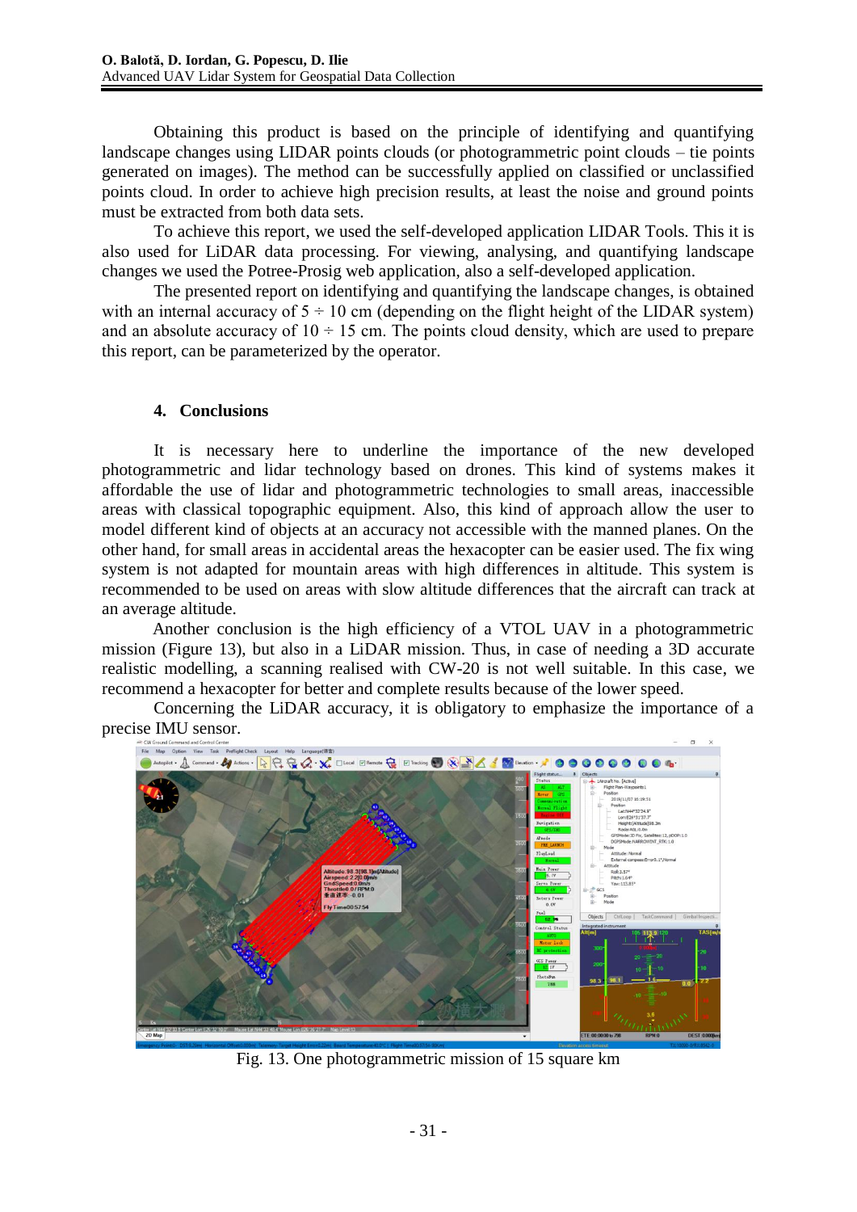Obtaining this product is based on the principle of identifying and quantifying landscape changes using LIDAR points clouds (or photogrammetric point clouds – tie points generated on images). The method can be successfully applied on classified or unclassified points cloud. In order to achieve high precision results, at least the noise and ground points must be extracted from both data sets.

To achieve this report, we used the self-developed application LIDAR Tools. This it is also used for LiDAR data processing. For viewing, analysing, and quantifying landscape changes we used the Potree-Prosig web application, also a self-developed application.

The presented report on identifying and quantifying the landscape changes, is obtained with an internal accuracy of 5 ÷ 10 cm (depending on the flight height of the LIDAR system) and an absolute accuracy of 10 ÷ 15 cm. The points cloud density, which are used to prepare this report, can be parameterized by the operator.

## 4. Conclusions

It is necessary here to underline the importance of the new developed photogrammetric and lidar technology based on drones. This kind of systems makes it affordable the use of lidar and photogrammetric technologies to small areas, inaccessible areas with classical topographic equipment. Also, this kind of approach allow the user to model different kind of objects at an accuracy not accessible with the manned planes. On the other hand, for small areas in accidental areas the hexacopter can be easier used. The fix wing system is not adapted for mountain areas with high differences in altitude. This system is recommended to be used on areas with slow altitude differences that the aircraft can track at an average altitude.

Another conclusion is the high efficiency of a VTOL UAV in a photogrammetric mission (Figure 13), but also in a LiDAR mission. Thus, in case of needing a 3D accurate realistic modelling, a scanning realised with CW-20 is not well suitable. In this case, we recommend a hexacopter for better and complete results because of the lower speed.

Concerning the LiDAR accuracy, it is obligatory to emphasize the importance of a precise IMU sensor.

Fig. 13. One photogrammetric mission of 15 square km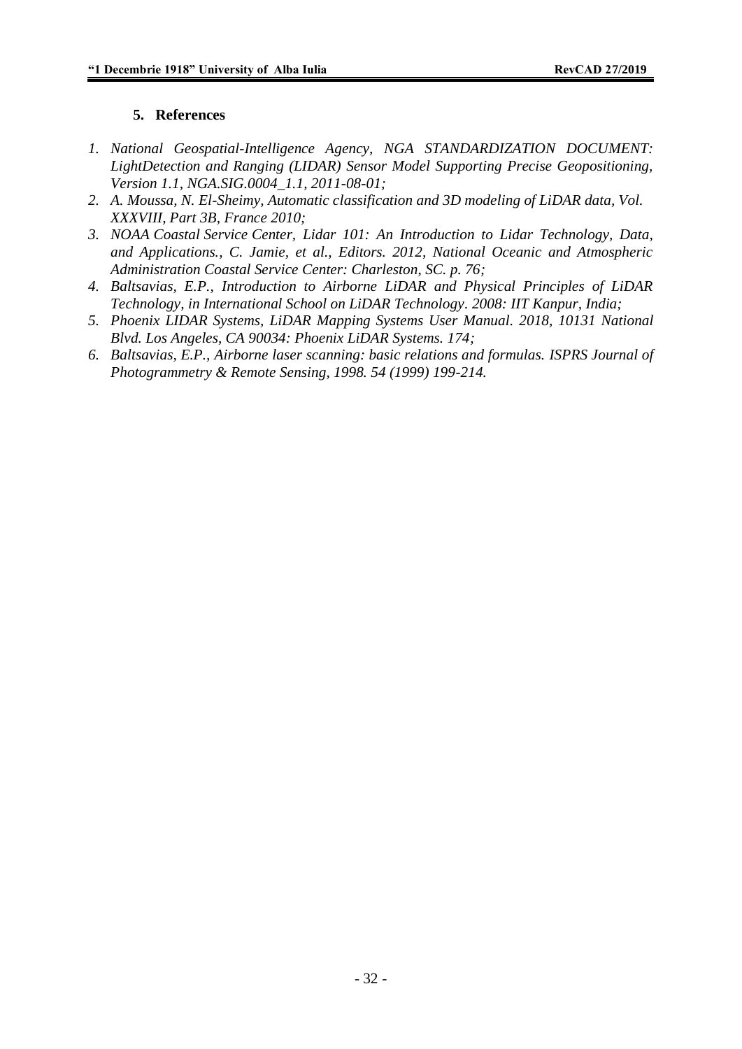## 5. References

1. *National Geospatial-Intelligence Agency, NGA STANDARDIZATION DOCUMENT: LightDetection and Ranging (LIDAR) Sensor Model Supporting Precise Geopositioning, Version 1.1, NGA.SIG.0004_1.1, 2011-08-01;*
2. *A. Moussa, N. El-Sheimy, Automatic classification and 3D modeling of LiDAR data, Vol. XXXVIII, Part 3B, France 2010;*
3. *NOAA Coastal Service Center, Lidar 101: An Introduction to Lidar Technology, Data, and Applications., C. Jamie, et al., Editors. 2012, National Oceanic and Atmospheric Administration Coastal Service Center: Charleston, SC. p. 76;*
4. *Baltsavias, E.P., Introduction to Airborne LiDAR and Physical Principles of LiDAR Technology, in International School on LiDAR Technology. 2008: IIT Kanpur, India;*
5. *Phoenix LIDAR Systems, LiDAR Mapping Systems User Manual. 2018, 10131 National Blvd. Los Angeles, CA 90034: Phoenix LiDAR Systems. 174;*
6. *Baltsavias, E.P., Airborne laser scanning: basic relations and formulas. ISPRS Journal of Photogrammetry & Remote Sensing, 1998. 54 (1999) 199-214.*